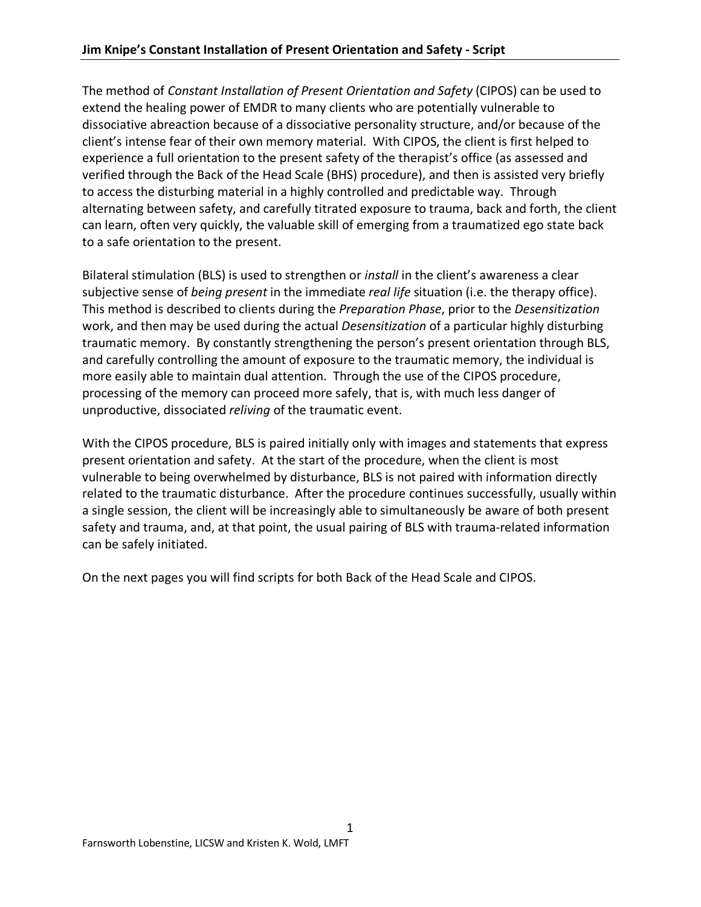# Jim Knipe's Constant Installation of Present Orientation and Safety - Script

The method of *Constant Installation of Present Orientation and Safety* (CIPOS) can be used to extend the healing power of EMDR to many clients who are potentially vulnerable to dissociative abreaction because of a dissociative personality structure, and/or because of the client's intense fear of their own memory material. With CIPOS, the client is first helped to experience a full orientation to the present safety of the therapist's office (as assessed and verified through the Back of the Head Scale (BHS) procedure), and then is assisted very briefly to access the disturbing material in a highly controlled and predictable way. Through alternating between safety, and carefully titrated exposure to trauma, back and forth, the client can learn, often very quickly, the valuable skill of emerging from a traumatized ego state back to a safe orientation to the present.

Bilateral stimulation (BLS) is used to strengthen or *install* in the client's awareness a clear subjective sense of *being present* in the immediate *real life* situation (i.e. the therapy office). This method is described to clients during the *Preparation Phase*, prior to the *Desensitization* work, and then may be used during the actual *Desensitization* of a particular highly disturbing traumatic memory. By constantly strengthening the person's present orientation through BLS, and carefully controlling the amount of exposure to the traumatic memory, the individual is more easily able to maintain dual attention. Through the use of the CIPOS procedure, processing of the memory can proceed more safely, that is, with much less danger of unproductive, dissociated *reliving* of the traumatic event.

With the CIPOS procedure, BLS is paired initially only with images and statements that express present orientation and safety. At the start of the procedure, when the client is most vulnerable to being overwhelmed by disturbance, BLS is not paired with information directly related to the traumatic disturbance. After the procedure continues successfully, usually within a single session, the client will be increasingly able to simultaneously be aware of both present safety and trauma, and, at that point, the usual pairing of BLS with trauma-related information can be safely initiated.

On the next pages you will find scripts for both Back of the Head Scale and CIPOS.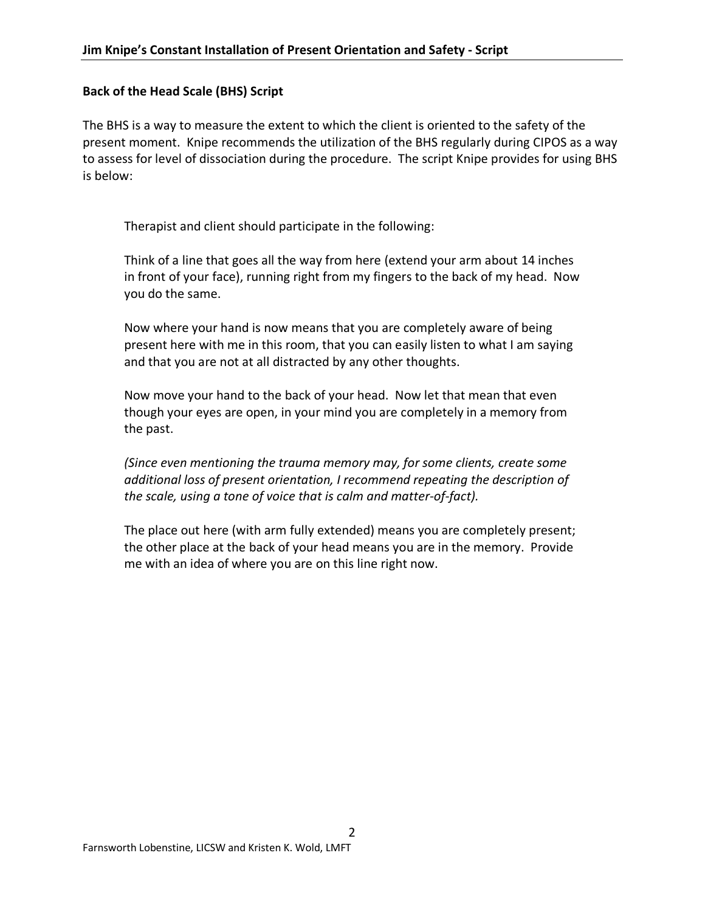## Back of the Head Scale (BHS) Script

The BHS is a way to measure the extent to which the client is oriented to the safety of the present moment. Knipe recommends the utilization of the BHS regularly during CIPOS as a way to assess for level of dissociation during the procedure. The script Knipe provides for using BHS is below:

> Therapist and client should participate in the following:
>
> Think of a line that goes all the way from here (extend your arm about 14 inches in front of your face), running right from my fingers to the back of my head. Now you do the same.
>
> Now where your hand is now means that you are completely aware of being present here with me in this room, that you can easily listen to what I am saying and that you are not at all distracted by any other thoughts.
>
> Now move your hand to the back of your head. Now let that mean that even though your eyes are open, in your mind you are completely in a memory from the past.
>
> *(Since even mentioning the trauma memory may, for some clients, create some additional loss of present orientation, I recommend repeating the description of the scale, using a tone of voice that is calm and matter-of-fact).*
>
> The place out here (with arm fully extended) means you are completely present; the other place at the back of your head means you are in the memory. Provide me with an idea of where you are on this line right now.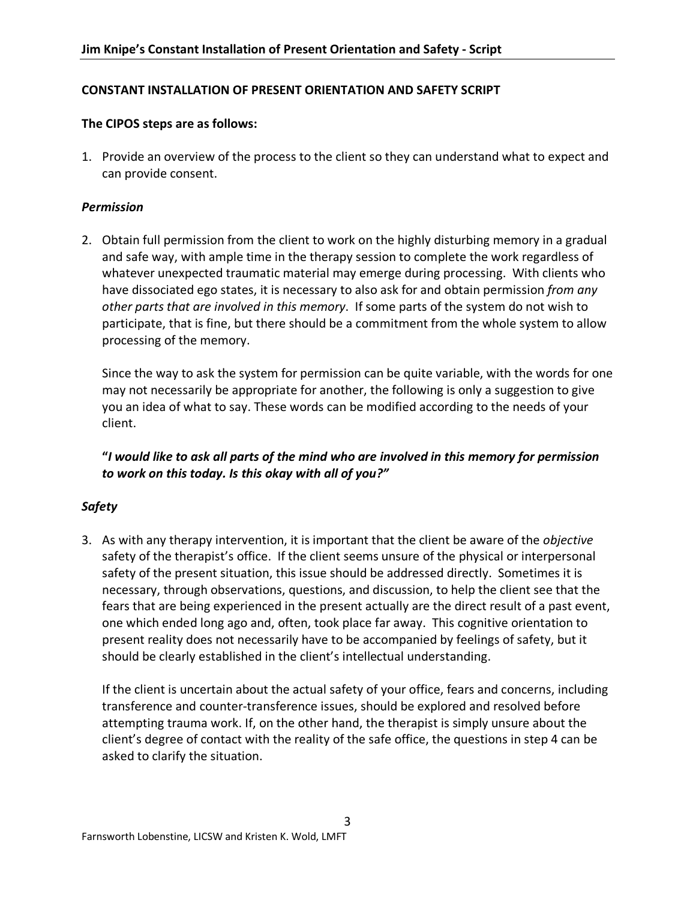**CONSTANT INSTALLATION OF PRESENT ORIENTATION AND SAFETY SCRIPT**

**The CIPOS steps are as follows:**

1. Provide an overview of the process to the client so they can understand what to expect and can provide consent.

***Permission***

2. Obtain full permission from the client to work on the highly disturbing memory in a gradual and safe way, with ample time in the therapy session to complete the work regardless of whatever unexpected traumatic material may emerge during processing. With clients who have dissociated ego states, it is necessary to also ask for and obtain permission *from any other parts that are involved in this memory*. If some parts of the system do not wish to participate, that is fine, but there should be a commitment from the whole system to allow processing of the memory.

   Since the way to ask the system for permission can be quite variable, with the words for one may not necessarily be appropriate for another, the following is only a suggestion to give you an idea of what to say. These words can be modified according to the needs of your client.

   ***"I would like to ask all parts of the mind who are involved in this memory for permission to work on this today. Is this okay with all of you?"***

***Safety***

3. As with any therapy intervention, it is important that the client be aware of the *objective* safety of the therapist's office. If the client seems unsure of the physical or interpersonal safety of the present situation, this issue should be addressed directly. Sometimes it is necessary, through observations, questions, and discussion, to help the client see that the fears that are being experienced in the present actually are the direct result of a past event, one which ended long ago and, often, took place far away. This cognitive orientation to present reality does not necessarily have to be accompanied by feelings of safety, but it should be clearly established in the client's intellectual understanding.

   If the client is uncertain about the actual safety of your office, fears and concerns, including transference and counter-transference issues, should be explored and resolved before attempting trauma work. If, on the other hand, the therapist is simply unsure about the client's degree of contact with the reality of the safe office, the questions in step 4 can be asked to clarify the situation.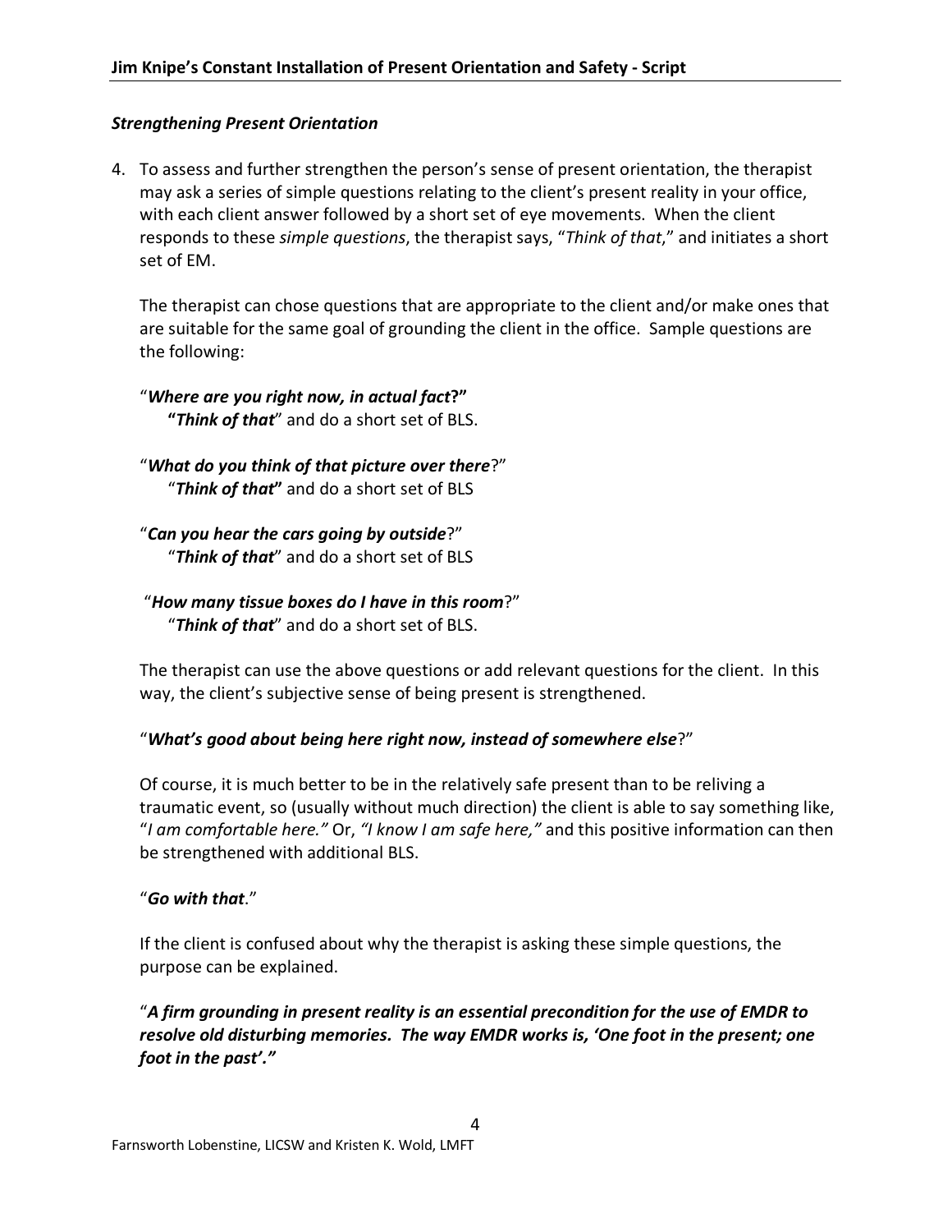### *Strengthening Present Orientation*

4. To assess and further strengthen the person's sense of present orientation, the therapist may ask a series of simple questions relating to the client's present reality in your office, with each client answer followed by a short set of eye movements. When the client responds to these *simple questions*, the therapist says, "*Think of that*," and initiates a short set of EM.

   The therapist can chose questions that are appropriate to the client and/or make ones that are suitable for the same goal of grounding the client in the office. Sample questions are the following:

   "***Where are you right now, in actual fact*?"**
   **"*Think of that*"** and do a short set of BLS.

   "***What do you think of that picture over there***?"
   "***Think of that***" and do a short set of BLS

   "***Can you hear the cars going by outside***?"
   "***Think of that***" and do a short set of BLS

   "***How many tissue boxes do I have in this room***?"
   "***Think of that***" and do a short set of BLS.

   The therapist can use the above questions or add relevant questions for the client. In this way, the client's subjective sense of being present is strengthened.

   "***What's good about being here right now, instead of somewhere else***?"

   Of course, it is much better to be in the relatively safe present than to be reliving a traumatic event, so (usually without much direction) the client is able to say something like, "*I am comfortable here.*" Or, *"I know I am safe here,"* and this positive information can then be strengthened with additional BLS.

   "***Go with that***."

   If the client is confused about why the therapist is asking these simple questions, the purpose can be explained.

   "***A firm grounding in present reality is an essential precondition for the use of EMDR to resolve old disturbing memories. The way EMDR works is, 'One foot in the present; one foot in the past'."***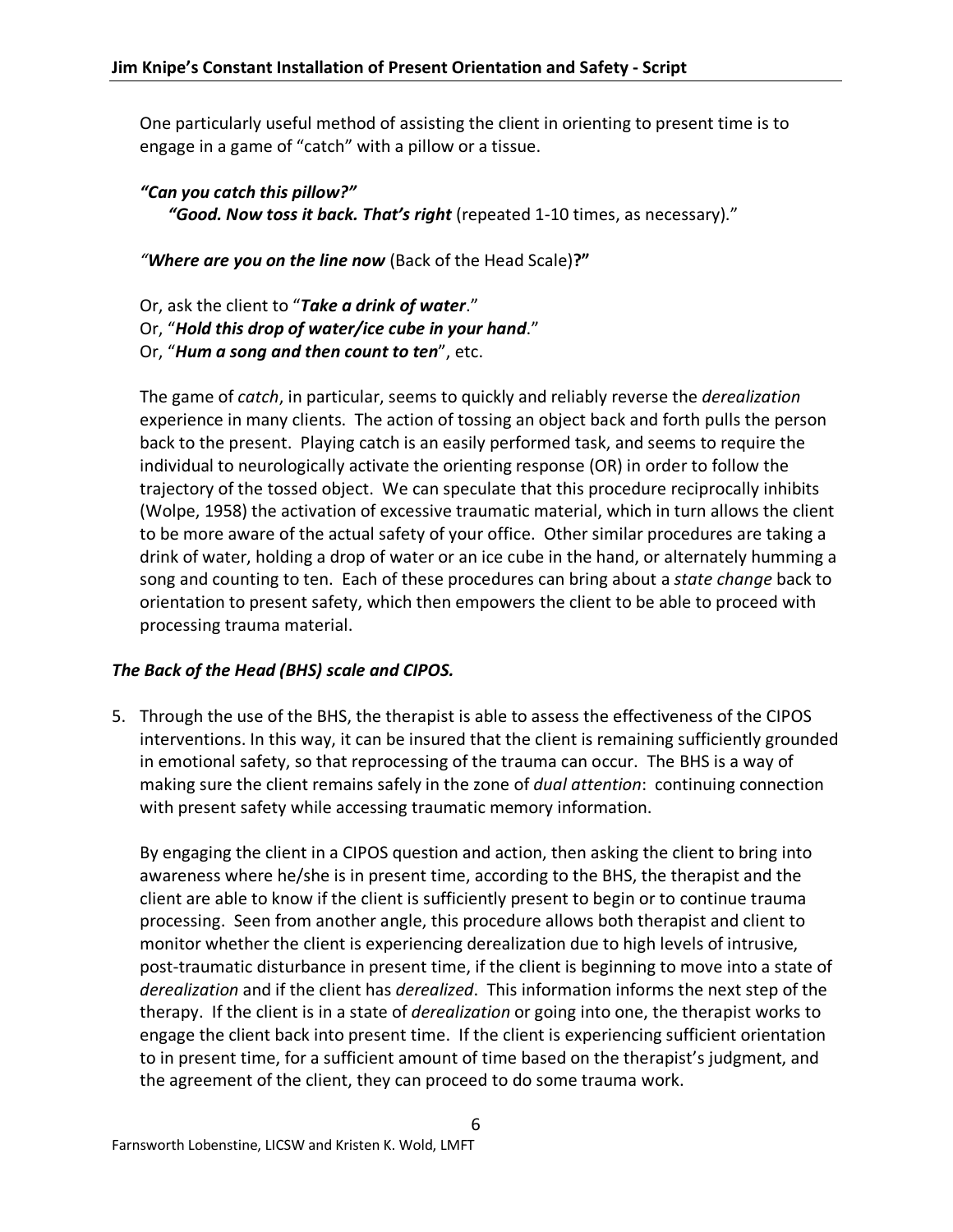One particularly useful method of assisting the client in orienting to present time is to engage in a game of "catch" with a pillow or a tissue.

***"Can you catch this pillow?"***
***"Good. Now toss it back. That's right*** (repeated 1-10 times, as necessary)."

*"**Where are you on the line now*** (Back of the Head Scale)**?"**

Or, ask the client to "***Take a drink of water***."
Or, "***Hold this drop of water/ice cube in your hand***."
Or, "***Hum a song and then count to ten***", etc.

The game of *catch*, in particular, seems to quickly and reliably reverse the *derealization* experience in many clients. The action of tossing an object back and forth pulls the person back to the present. Playing catch is an easily performed task, and seems to require the individual to neurologically activate the orienting response (OR) in order to follow the trajectory of the tossed object. We can speculate that this procedure reciprocally inhibits (Wolpe, 1958) the activation of excessive traumatic material, which in turn allows the client to be more aware of the actual safety of your office. Other similar procedures are taking a drink of water, holding a drop of water or an ice cube in the hand, or alternately humming a song and counting to ten. Each of these procedures can bring about a *state change* back to orientation to present safety, which then empowers the client to be able to proceed with processing trauma material.

***The Back of the Head (BHS) scale and CIPOS.***

5. Through the use of the BHS, the therapist is able to assess the effectiveness of the CIPOS interventions. In this way, it can be insured that the client is remaining sufficiently grounded in emotional safety, so that reprocessing of the trauma can occur. The BHS is a way of making sure the client remains safely in the zone of *dual attention*: continuing connection with present safety while accessing traumatic memory information.

   By engaging the client in a CIPOS question and action, then asking the client to bring into awareness where he/she is in present time, according to the BHS, the therapist and the client are able to know if the client is sufficiently present to begin or to continue trauma processing. Seen from another angle, this procedure allows both therapist and client to monitor whether the client is experiencing derealization due to high levels of intrusive, post-traumatic disturbance in present time, if the client is beginning to move into a state of *derealization* and if the client has *derealized*. This information informs the next step of the therapy. If the client is in a state of *derealization* or going into one, the therapist works to engage the client back into present time. If the client is experiencing sufficient orientation to in present time, for a sufficient amount of time based on the therapist's judgment, and the agreement of the client, they can proceed to do some trauma work.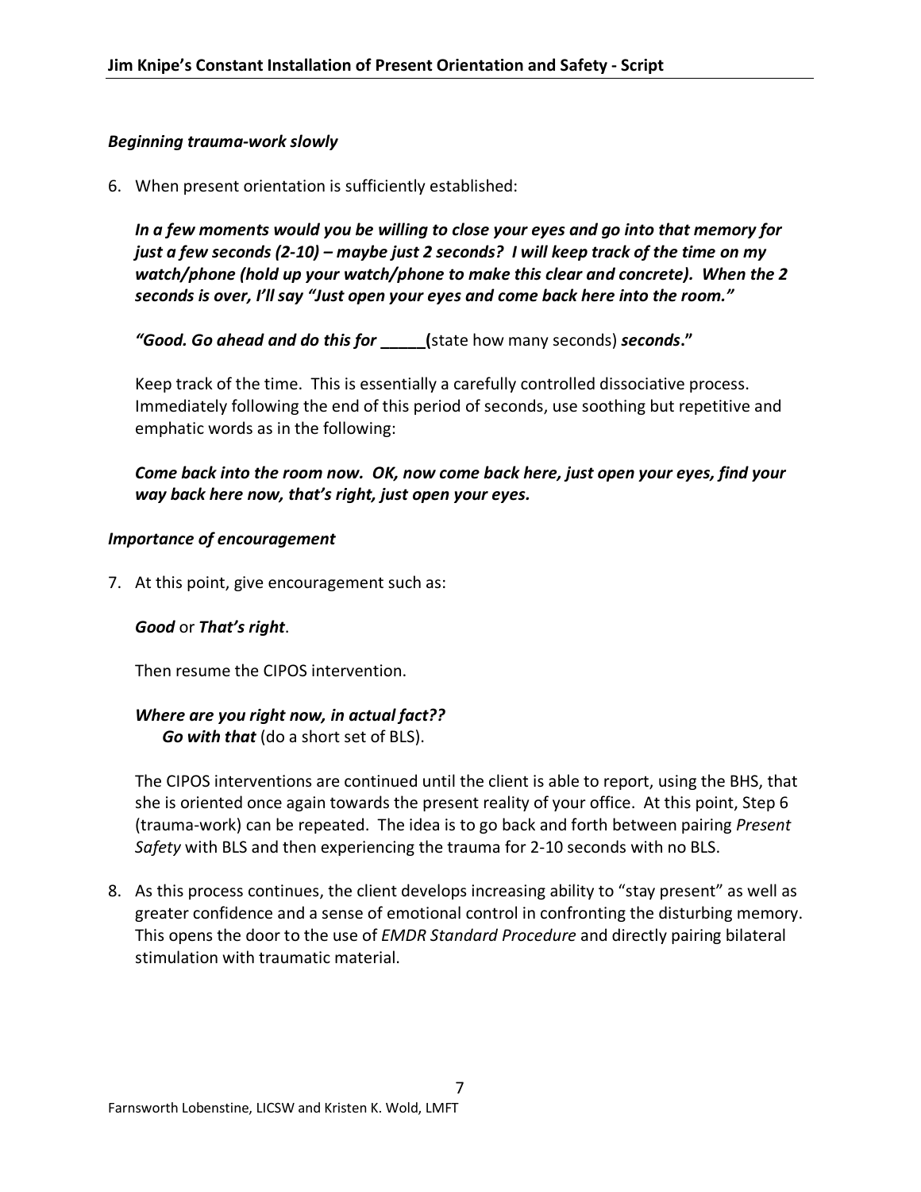***Beginning trauma-work slowly***

6. When present orientation is sufficiently established:

   ***In a few moments would you be willing to close your eyes and go into that memory for just a few seconds (2-10) – maybe just 2 seconds? I will keep track of the time on my watch/phone (hold up your watch/phone to make this clear and concrete). When the 2 seconds is over, I'll say "Just open your eyes and come back here into the room."***

   ***"Good. Go ahead and do this for _____(*** state how many seconds) ***seconds."***

   Keep track of the time. This is essentially a carefully controlled dissociative process. Immediately following the end of this period of seconds, use soothing but repetitive and emphatic words as in the following:

   ***Come back into the room now. OK, now come back here, just open your eyes, find your way back here now, that's right, just open your eyes.***

***Importance of encouragement***

7. At this point, give encouragement such as:

   ***Good*** or ***That's right***.

   Then resume the CIPOS intervention.

   ***Where are you right now, in actual fact??***
   ***Go with that*** (do a short set of BLS).

   The CIPOS interventions are continued until the client is able to report, using the BHS, that she is oriented once again towards the present reality of your office. At this point, Step 6 (trauma-work) can be repeated. The idea is to go back and forth between pairing *Present Safety* with BLS and then experiencing the trauma for 2-10 seconds with no BLS.

8. As this process continues, the client develops increasing ability to "stay present" as well as greater confidence and a sense of emotional control in confronting the disturbing memory. This opens the door to the use of *EMDR Standard Procedure* and directly pairing bilateral stimulation with traumatic material.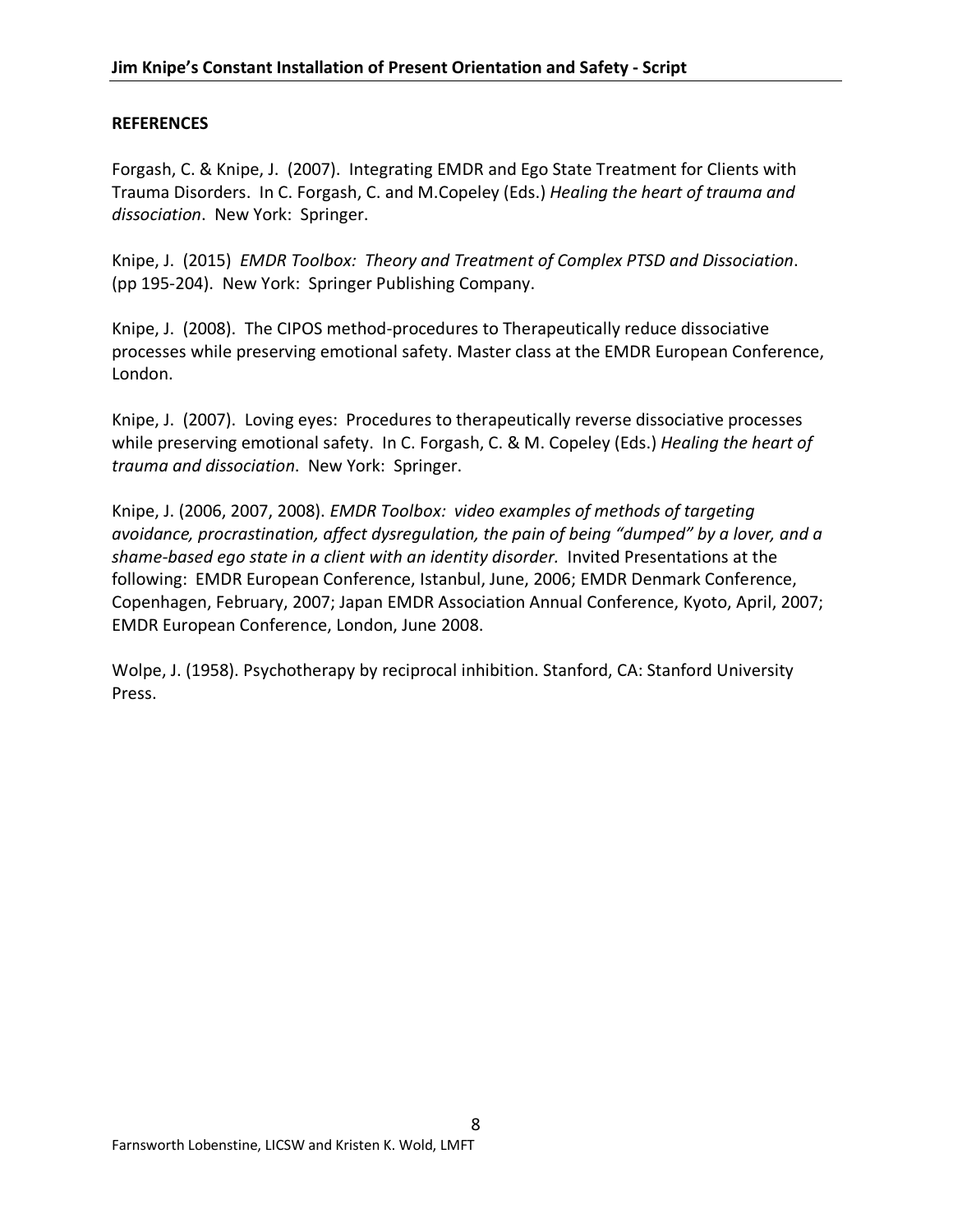**REFERENCES**

Forgash, C. & Knipe, J. (2007). Integrating EMDR and Ego State Treatment for Clients with Trauma Disorders. In C. Forgash, C. and M.Copeley (Eds.) *Healing the heart of trauma and dissociation*. New York: Springer.

Knipe, J. (2015) *EMDR Toolbox: Theory and Treatment of Complex PTSD and Dissociation*. (pp 195-204). New York: Springer Publishing Company.

Knipe, J. (2008). The CIPOS method-procedures to Therapeutically reduce dissociative processes while preserving emotional safety. Master class at the EMDR European Conference, London.

Knipe, J. (2007). Loving eyes: Procedures to therapeutically reverse dissociative processes while preserving emotional safety. In C. Forgash, C. & M. Copeley (Eds.) *Healing the heart of trauma and dissociation*. New York: Springer.

Knipe, J. (2006, 2007, 2008). *EMDR Toolbox: video examples of methods of targeting avoidance, procrastination, affect dysregulation, the pain of being "dumped" by a lover, and a shame-based ego state in a client with an identity disorder.* Invited Presentations at the following: EMDR European Conference, Istanbul, June, 2006; EMDR Denmark Conference, Copenhagen, February, 2007; Japan EMDR Association Annual Conference, Kyoto, April, 2007; EMDR European Conference, London, June 2008.

Wolpe, J. (1958). Psychotherapy by reciprocal inhibition. Stanford, CA: Stanford University Press.